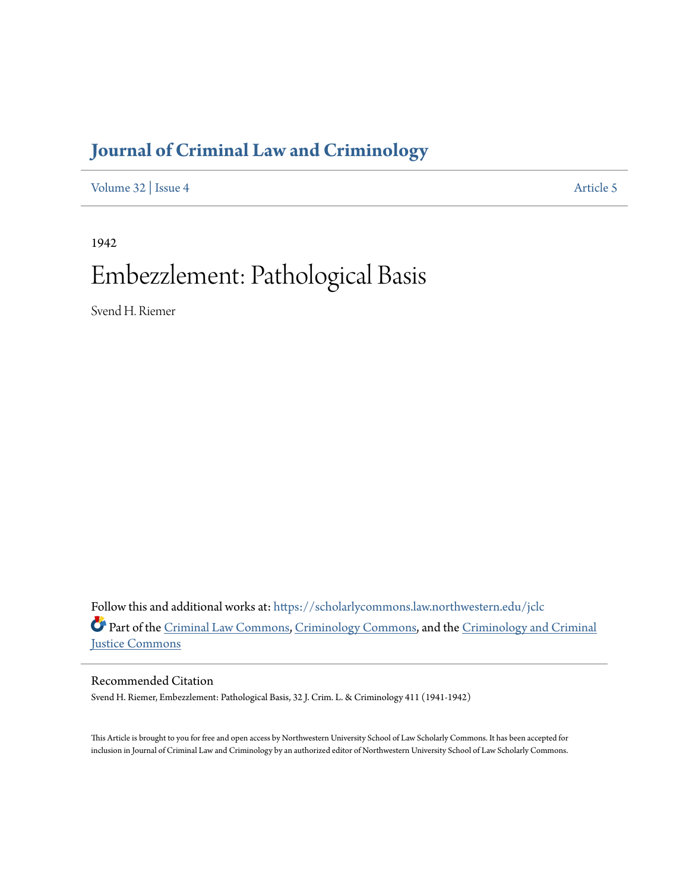# Journal of Criminal Law and Criminology

Volume 32 | Issue 4 Article 5

1942

# Embezzlement: Pathological Basis

Svend H. Riemer

Follow this and additional works at: https://scholarlycommons.law.northwestern.edu/jclc

Part of the Criminal Law Commons, Criminology Commons, and the Criminology and Criminal Justice Commons

## Recommended Citation

Svend H. Riemer, Embezzlement: Pathological Basis, 32 J. Crim. L. & Criminology 411 (1941-1942)

This Article is brought to you for free and open access by Northwestern University School of Law Scholarly Commons. It has been accepted for inclusion in Journal of Criminal Law and Criminology by an authorized editor of Northwestern University School of Law Scholarly Commons.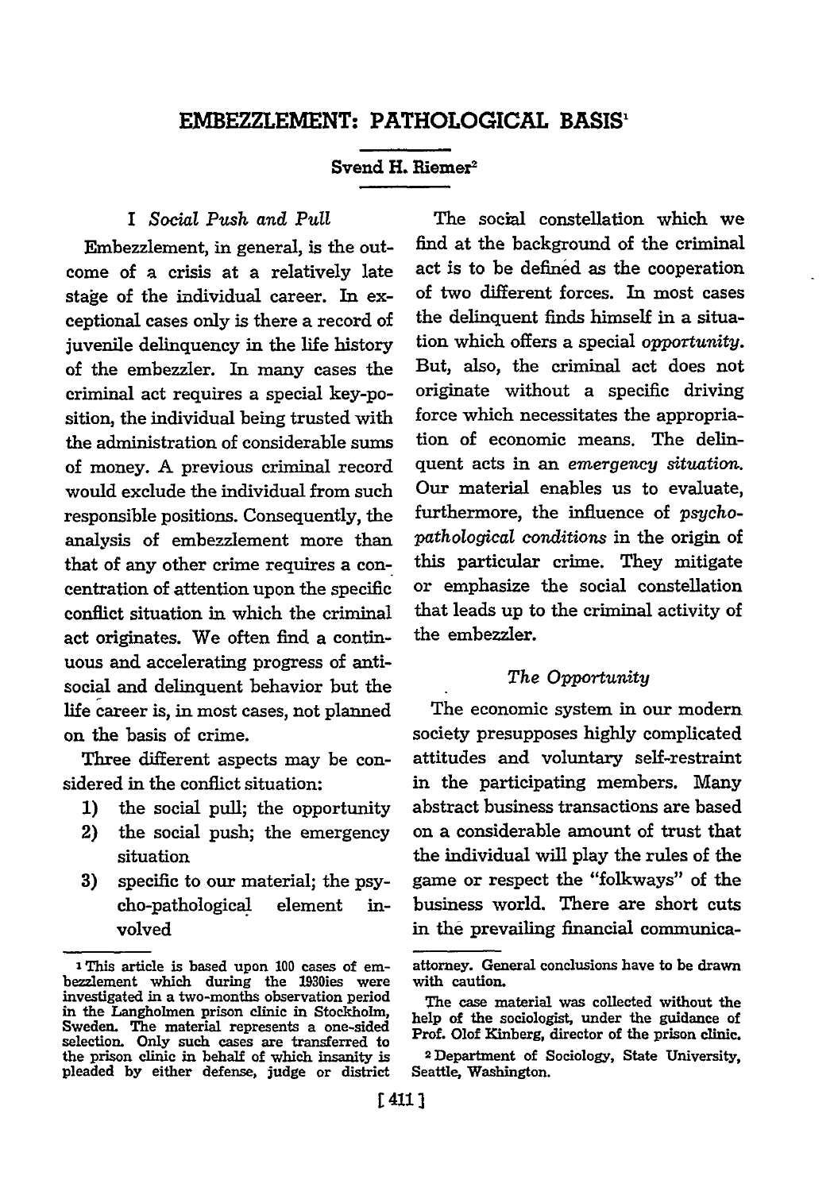# EMBEZZLEMENT: PATHOLOGICAL BASIS[1]

### Svend H. Riemer[2]

## I *Social Push and Pull*

Embezzlement, in general, is the outcome of a crisis at a relatively late stage of the individual career. In exceptional cases only is there a record of juvenile delinquency in the life history of the embezzler. In many cases the criminal act requires a special key-position, the individual being trusted with the administration of considerable sums of money. A previous criminal record would exclude the individual from such responsible positions. Consequently, the analysis of embezzlement more than that of any other crime requires a concentration of attention upon the specific conflict situation in which the criminal act originates. We often find a continuous and accelerating progress of anti-social and delinquent behavior but the life career is, in most cases, not planned on the basis of crime.

Three different aspects may be considered in the conflict situation:

1) the social pull; the opportunity
2) the social push; the emergency situation
3) specific to our material; the psycho-pathological element involved

The social constellation which we find at the background of the criminal act is to be defined as the cooperation of two different forces. In most cases the delinquent finds himself in a situation which offers a special *opportunity*. But, also, the criminal act does not originate without a specific driving force which necessitates the appropriation of economic means. The delinquent acts in an *emergency situation*. Our material enables us to evaluate, furthermore, the influence of *psycho-pathological conditions* in the origin of this particular crime. They mitigate or emphasize the social constellation that leads up to the criminal activity of the embezzler.

### *The Opportunity*

The economic system in our modern society presupposes highly complicated attitudes and voluntary self-restraint in the participating members. Many abstract business transactions are based on a considerable amount of trust that the individual will play the rules of the game or respect the "folkways" of the business world. There are short cuts in the prevailing financial communica-

---

[1] This article is based upon 100 cases of embezzlement which during the 1930ies were investigated in a two-months observation period in the Langholmen prison clinic in Stockholm, Sweden. The material represents a one-sided selection. Only such cases are transferred to the prison clinic in behalf of which insanity is pleaded by either defense, judge or district attorney. General conclusions have to be drawn with caution.

The case material was collected without the help of the sociologist, under the guidance of Prof. Olof Kinberg, director of the prison clinic.

[2] Department of Sociology, State University, Seattle, Washington.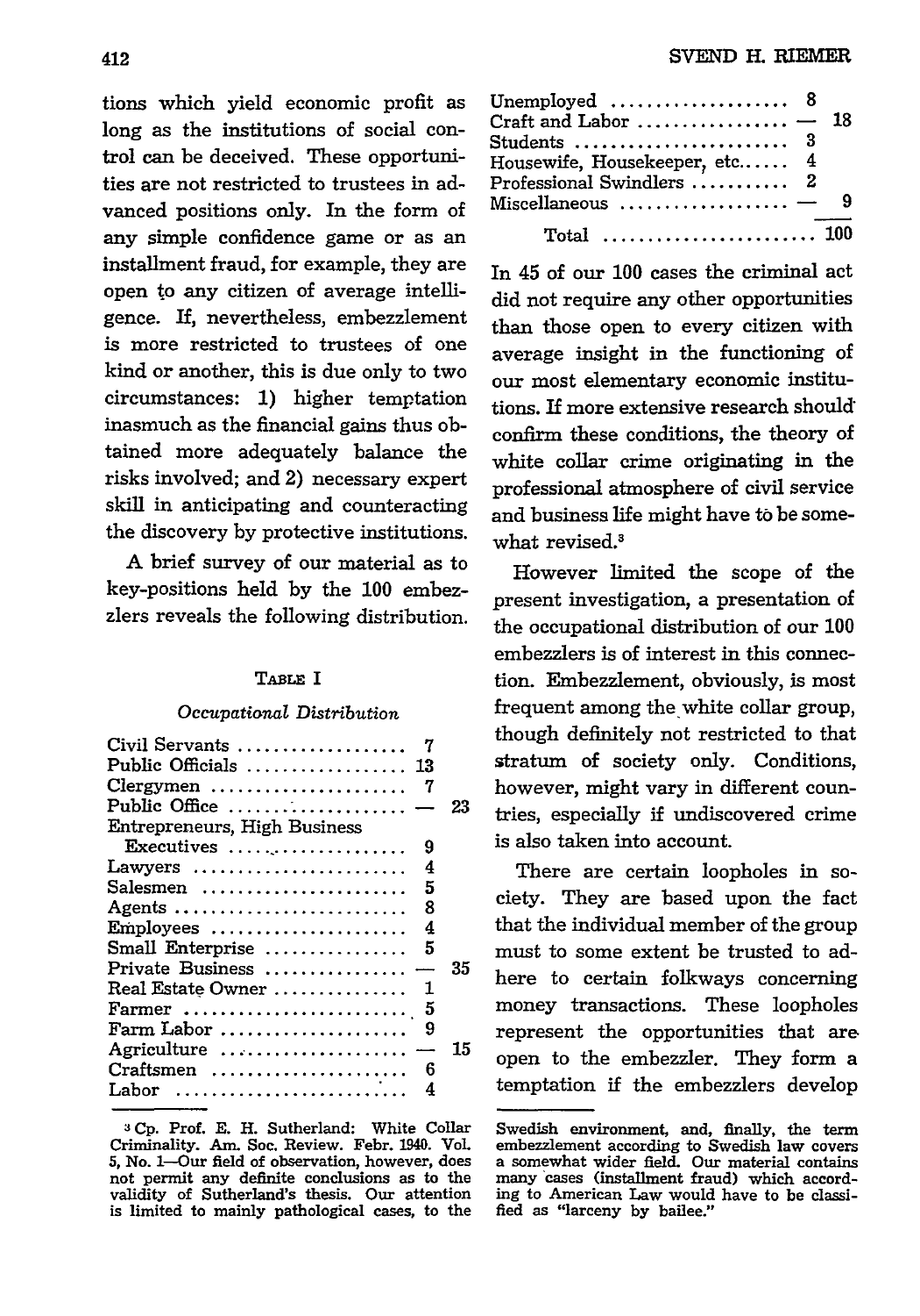tions which yield economic profit as long as the institutions of social control can be deceived. These opportunities are not restricted to trustees in advanced positions only. In the form of any simple confidence game or as an installment fraud, for example, they are open to any citizen of average intelligence. If, nevertheless, embezzlement is more restricted to trustees of one kind or another, this is due only to two circumstances: 1) higher temptation inasmuch as the financial gains thus obtained more adequately balance the risks involved; and 2) necessary expert skill in anticipating and counteracting the discovery by protective institutions.

A brief survey of our material as to key-positions held by the 100 embezzlers reveals the following distribution.

TABLE I

*Occupational Distribution*

| Occupation | | |
|---|---|---|
| Civil Servants | 7 | |
| Public Officials | 13 | |
| Clergymen | 7 | |
| Public Office | — | 23 |
| Entrepreneurs, High Business Executives | 9 | |
| Lawyers | 4 | |
| Salesmen | 5 | |
| Agents | 8 | |
| Employees | 4 | |
| Small Enterprise | 5 | |
| Private Business | — | 35 |
| Real Estate Owner | 1 | |
| Farmer | 5 | |
| Farm Labor | 9 | |
| Agriculture | — | 15 |
| Craftsmen | 6 | |
| Labor | 4 | |
| Unemployed | 8 | |
| Craft and Labor | — | 18 |
| Students | 3 | |
| Housewife, Housekeeper, etc. | 4 | |
| Professional Swindlers | 2 | |
| Miscellaneous | — | 9 |
| Total | | 100 |

In 45 of our 100 cases the criminal act did not require any other opportunities than those open to every citizen with average insight in the functioning of our most elementary economic institutions. If more extensive research should confirm these conditions, the theory of white collar crime originating in the professional atmosphere of civil service and business life might have to be somewhat revised.[3]

However limited the scope of the present investigation, a presentation of the occupational distribution of our 100 embezzlers is of interest in this connection. Embezzlement, obviously, is most frequent among the white collar group, though definitely not restricted to that stratum of society only. Conditions, however, might vary in different countries, especially if undiscovered crime is also taken into account.

There are certain loopholes in society. They are based upon the fact that the individual member of the group must to some extent be trusted to adhere to certain folkways concerning money transactions. These loopholes represent the opportunities that are open to the embezzler. They form a temptation if the embezzlers develop

[3] Cp. Prof. E. H. Sutherland: White Collar Criminality. Am. Soc. Review. Febr. 1940. Vol. 5, No. 1—Our field of observation, however, does not permit any definite conclusions as to the validity of Sutherland's thesis. Our attention is limited to mainly pathological cases, to the Swedish environment, and, finally, the term embezzlement according to Swedish law covers a somewhat wider field. Our material contains many cases (installment fraud) which according to American Law would have to be classified as "larceny by bailee."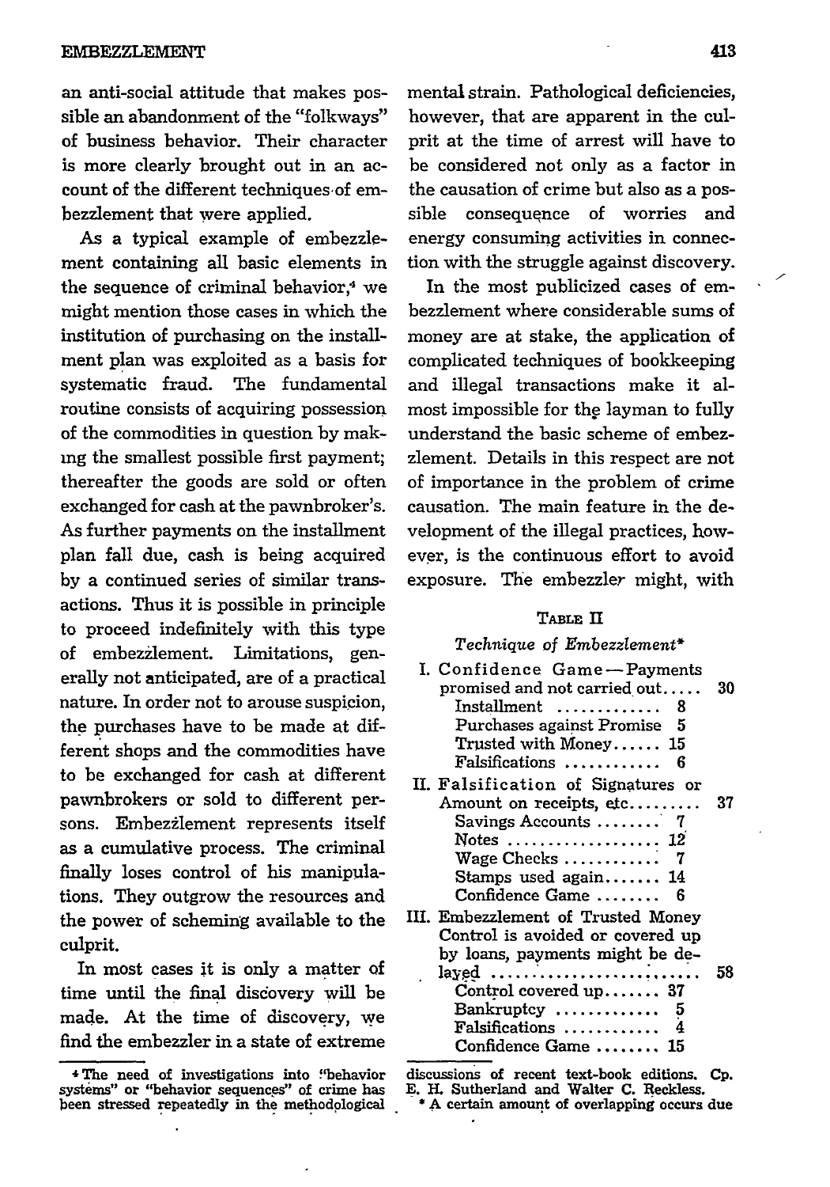an anti-social attitude that makes possible an abandonment of the "folkways" of business behavior. Their character is more clearly brought out in an account of the different techniques of embezzlement that were applied.

As a typical example of embezzlement containing all basic elements in the sequence of criminal behavior,[4] we might mention those cases in which the institution of purchasing on the installment plan was exploited as a basis for systematic fraud. The fundamental routine consists of acquiring possession of the commodities in question by making the smallest possible first payment; thereafter the goods are sold or often exchanged for cash at the pawnbroker's. As further payments on the installment plan fall due, cash is being acquired by a continued series of similar transactions. Thus it is possible in principle to proceed indefinitely with this type of embezzlement. Limitations, generally not anticipated, are of a practical nature. In order not to arouse suspicion, the purchases have to be made at different shops and the commodities have to be exchanged for cash at different pawnbrokers or sold to different persons. Embezzlement represents itself as a cumulative process. The criminal finally loses control of his manipulations. They outgrow the resources and the power of scheming available to the culprit.

In most cases it is only a matter of time until the final discovery will be made. At the time of discovery, we find the embezzler in a state of extreme mental strain. Pathological deficiencies, however, that are apparent in the culprit at the time of arrest will have to be considered not only as a factor in the causation of crime but also as a possible consequence of worries and energy consuming activities in connection with the struggle against discovery.

In the most publicized cases of embezzlement where considerable sums of money are at stake, the application of complicated techniques of bookkeeping and illegal transactions make it almost impossible for the layman to fully understand the basic scheme of embezzlement. Details in this respect are not of importance in the problem of crime causation. The main feature in the development of the illegal practices, however, is the continuous effort to avoid exposure. The embezzler might, with

TABLE II

*Technique of Embezzlement**

| | | |
|---|---|---|
| I. Confidence Game—Payments promised and not carried out | | 30 |
| Installment | 8 | |
| Purchases against Promise | 5 | |
| Trusted with Money | 15 | |
| Falsifications | 6 | |
| II. Falsification of Signatures or Amount on receipts, etc. | | 37 |
| Savings Accounts | 7 | |
| Notes | 12 | |
| Wage Checks | 7 | |
| Stamps used again | 14 | |
| Confidence Game | 6 | |
| III. Embezzlement of Trusted Money Control is avoided or covered up by loans, payments might be delayed | | 58 |
| Control covered up | 37 | |
| Bankruptcy | 5 | |
| Falsifications | 4 | |
| Confidence Game | 15 | |

[4] The need of investigations into "behavior systems" or "behavior sequences" of crime has been stressed repeatedly in the methodological discussions of recent text-book editions. Cp. E. H. Sutherland and Walter C. Reckless.

* A certain amount of overlapping occurs due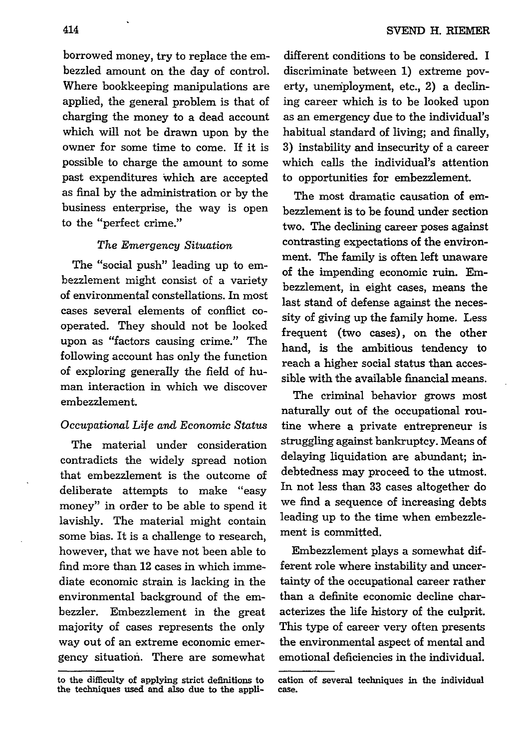borrowed money, try to replace the embezzled amount on the day of control. Where bookkeeping manipulations are applied, the general problem is that of charging the money to a dead account which will not be drawn upon by the owner for some time to come. If it is possible to charge the amount to some past expenditures which are accepted as final by the administration or by the business enterprise, the way is open to the "perfect crime."

### *The Emergency Situation*

The "social push" leading up to embezzlement might consist of a variety of environmental constellations. In most cases several elements of conflict cooperated. They should not be looked upon as "factors causing crime." The following account has only the function of exploring generally the field of human interaction in which we discover embezzlement.

#### *Occupational Life and Economic Status*

The material under consideration contradicts the widely spread notion that embezzlement is the outcome of deliberate attempts to make "easy money" in order to be able to spend it lavishly. The material might contain some bias. It is a challenge to research, however, that we have not been able to find more than 12 cases in which immediate economic strain is lacking in the environmental background of the embezzler. Embezzlement in the great majority of cases represents the only way out of an extreme economic emergency situation. There are somewhat different conditions to be considered. I discriminate between 1) extreme poverty, unemployment, etc., 2) a declining career which is to be looked upon as an emergency due to the individual's habitual standard of living; and finally, 3) instability and insecurity of a career which calls the individual's attention to opportunities for embezzlement.

The most dramatic causation of embezzlement is to be found under section two. The declining career poses against contrasting expectations of the environment. The family is often left unaware of the impending economic ruin. Embezzlement, in eight cases, means the last stand of defense against the necessity of giving up the family home. Less frequent (two cases), on the other hand, is the ambitious tendency to reach a higher social status than accessible with the available financial means.

The criminal behavior grows most naturally out of the occupational routine where a private entrepreneur is struggling against bankruptcy. Means of delaying liquidation are abundant; indebtedness may proceed to the utmost. In not less than 33 cases altogether do we find a sequence of increasing debts leading up to the time when embezzlement is committed.

Embezzlement plays a somewhat different role where instability and uncertainty of the occupational career rather than a definite economic decline characterizes the life history of the culprit. This type of career very often presents the environmental aspect of mental and emotional deficiencies in the individual.

---

to the difficulty of applying strict definitions to the techniques used and also due to the application of several techniques in the individual case.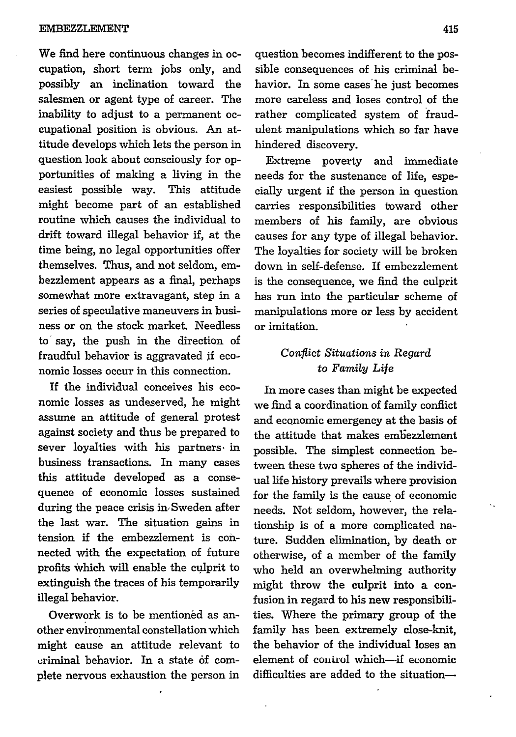We find here continuous changes in occupation, short term jobs only, and possibly an inclination toward the salesmen or agent type of career. The inability to adjust to a permanent occupational position is obvious. An attitude develops which lets the person in question look about consciously for opportunities of making a living in the easiest possible way. This attitude might become part of an established routine which causes the individual to drift toward illegal behavior if, at the time being, no legal opportunities offer themselves. Thus, and not seldom, embezzlement appears as a final, perhaps somewhat more extravagant, step in a series of speculative maneuvers in business or on the stock market. Needless to say, the push in the direction of fraudful behavior is aggravated if economic losses occur in this connection.

If the individual conceives his economic losses as undeserved, he might assume an attitude of general protest against society and thus be prepared to sever loyalties with his partners in business transactions. In many cases this attitude developed as a consequence of economic losses sustained during the peace crisis in Sweden after the last war. The situation gains in tension if the embezzlement is connected with the expectation of future profits which will enable the culprit to extinguish the traces of his temporarily illegal behavior.

Overwork is to be mentioned as another environmental constellation which might cause an attitude relevant to criminal behavior. In a state of complete nervous exhaustion the person in question becomes indifferent to the possible consequences of his criminal behavior. In some cases he just becomes more careless and loses control of the rather complicated system of fraudulent manipulations which so far have hindered discovery.

Extreme poverty and immediate needs for the sustenance of life, especially urgent if the person in question carries responsibilities toward other members of his family, are obvious causes for any type of illegal behavior. The loyalties for society will be broken down in self-defense. If embezzlement is the consequence, we find the culprit has run into the particular scheme of manipulations more or less by accident or imitation.

### *Conflict Situations in Regard to Family Life*

In more cases than might be expected we find a coordination of family conflict and economic emergency at the basis of the attitude that makes embezzlement possible. The simplest connection between these two spheres of the individual life history prevails where provision for the family is the cause of economic needs. Not seldom, however, the relationship is of a more complicated nature. Sudden elimination, by death or otherwise, of a member of the family who held an overwhelming authority might throw the culprit into a confusion in regard to his new responsibilities. Where the primary group of the family has been extremely close-knit, the behavior of the individual loses an element of control which—if economic difficulties are added to the situation—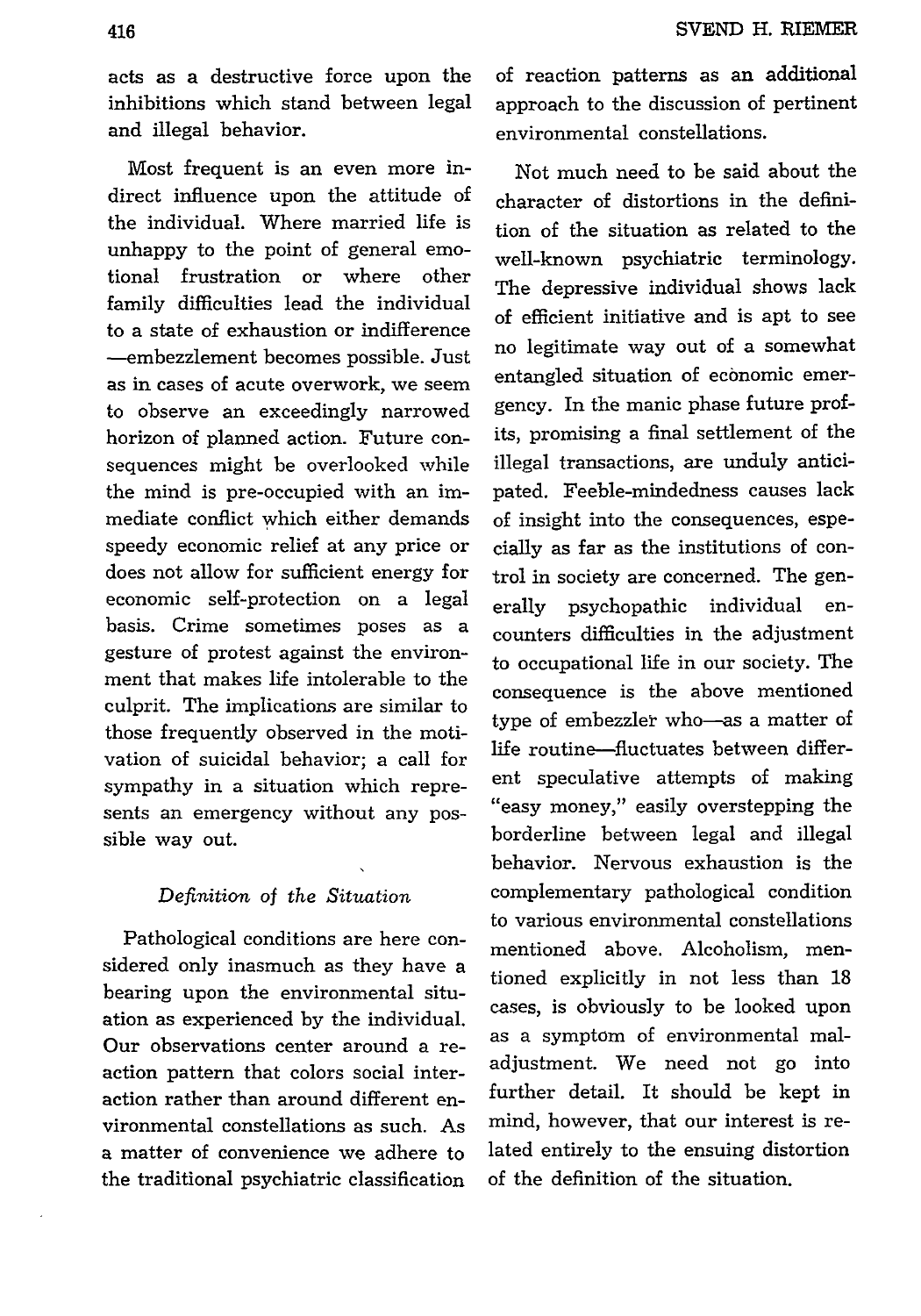acts as a destructive force upon the inhibitions which stand between legal and illegal behavior.

Most frequent is an even more indirect influence upon the attitude of the individual. Where married life is unhappy to the point of general emotional frustration or where other family difficulties lead the individual to a state of exhaustion or indifference—embezzlement becomes possible. Just as in cases of acute overwork, we seem to observe an exceedingly narrowed horizon of planned action. Future consequences might be overlooked while the mind is pre-occupied with an immediate conflict which either demands speedy economic relief at any price or does not allow for sufficient energy for economic self-protection on a legal basis. Crime sometimes poses as a gesture of protest against the environment that makes life intolerable to the culprit. The implications are similar to those frequently observed in the motivation of suicidal behavior; a call for sympathy in a situation which represents an emergency without any possible way out.

### *Definition of the Situation*

Pathological conditions are here considered only inasmuch as they have a bearing upon the environmental situation as experienced by the individual. Our observations center around a reaction pattern that colors social interaction rather than around different environmental constellations as such. As a matter of convenience we adhere to the traditional psychiatric classification of reaction patterns as an additional approach to the discussion of pertinent environmental constellations.

Not much need to be said about the character of distortions in the definition of the situation as related to the well-known psychiatric terminology. The depressive individual shows lack of efficient initiative and is apt to see no legitimate way out of a somewhat entangled situation of economic emergency. In the manic phase future profits, promising a final settlement of the illegal transactions, are unduly anticipated. Feeble-mindedness causes lack of insight into the consequences, especially as far as the institutions of control in society are concerned. The generally psychopathic individual encounters difficulties in the adjustment to occupational life in our society. The consequence is the above mentioned type of embezzler who—as a matter of life routine—fluctuates between different speculative attempts of making "easy money," easily overstepping the borderline between legal and illegal behavior. Nervous exhaustion is the complementary pathological condition to various environmental constellations mentioned above. Alcoholism, mentioned explicitly in not less than 18 cases, is obviously to be looked upon as a symptom of environmental maladjustment. We need not go into further detail. It should be kept in mind, however, that our interest is related entirely to the ensuing distortion of the definition of the situation.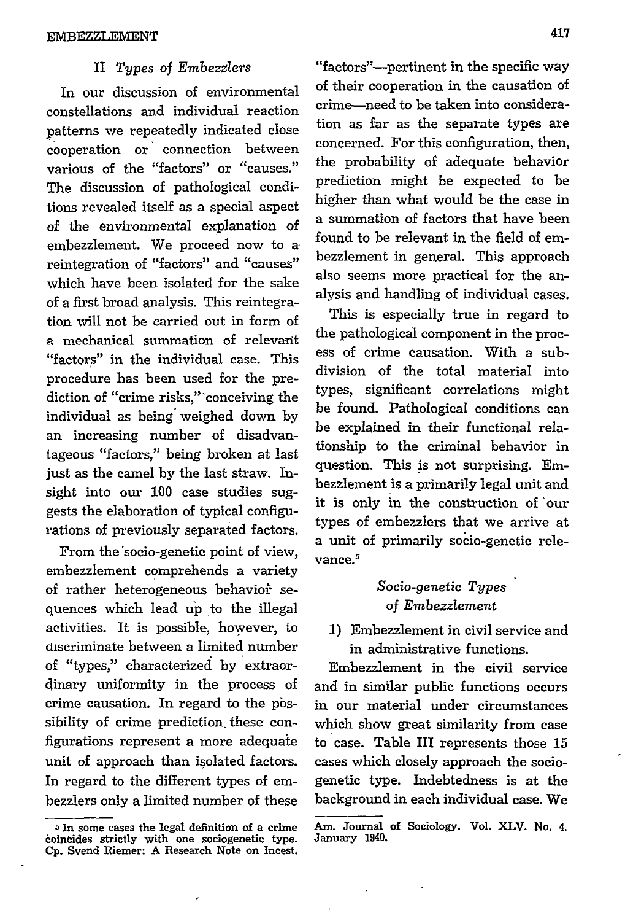## II *Types of Embezzlers*

In our discussion of environmental constellations and individual reaction patterns we repeatedly indicated close cooperation or connection between various of the "factors" or "causes." The discussion of pathological conditions revealed itself as a special aspect of the environmental explanation of embezzlement. We proceed now to a reintegration of "factors" and "causes" which have been isolated for the sake of a first broad analysis. This reintegration will not be carried out in form of a mechanical summation of relevant "factors" in the individual case. This procedure has been used for the prediction of "crime risks," conceiving the individual as being weighed down by an increasing number of disadvantageous "factors," being broken at last just as the camel by the last straw. Insight into our 100 case studies suggests the elaboration of typical configurations of previously separated factors.

From the socio-genetic point of view, embezzlement comprehends a variety of rather heterogeneous behavior sequences which lead up to the illegal activities. It is possible, however, to discriminate between a limited number of "types," characterized by extraordinary uniformity in the process of crime causation. In regard to the possibility of crime prediction these configurations represent a more adequate unit of approach than isolated factors. In regard to the different types of embezzlers only a limited number of these "factors"—pertinent in the specific way of their cooperation in the causation of crime—need to be taken into consideration as far as the separate types are concerned. For this configuration, then, the probability of adequate behavior prediction might be expected to be higher than what would be the case in a summation of factors that have been found to be relevant in the field of embezzlement in general. This approach also seems more practical for the analysis and handling of individual cases.

This is especially true in regard to the pathological component in the process of crime causation. With a subdivision of the total material into types, significant correlations might be found. Pathological conditions can be explained in their functional relationship to the criminal behavior in question. This is not surprising. Embezzlement is a primarily legal unit and it is only in the construction of our types of embezzlers that we arrive at a unit of primarily socio-genetic relevance.[5]

### *Socio-genetic Types of Embezzlement*

1) Embezzlement in civil service and in administrative functions.

Embezzlement in the civil service and in similar public functions occurs in our material under circumstances which show great similarity from case to case. Table III represents those 15 cases which closely approach the socio-genetic type. Indebtedness is at the background in each individual case. We

[5] In some cases the legal definition of a crime coincides strictly with one sociogenetic type. Cp. Svend Riemer: A Research Note on Incest. Am. Journal of Sociology. Vol. XLV. No. 4. January 1940.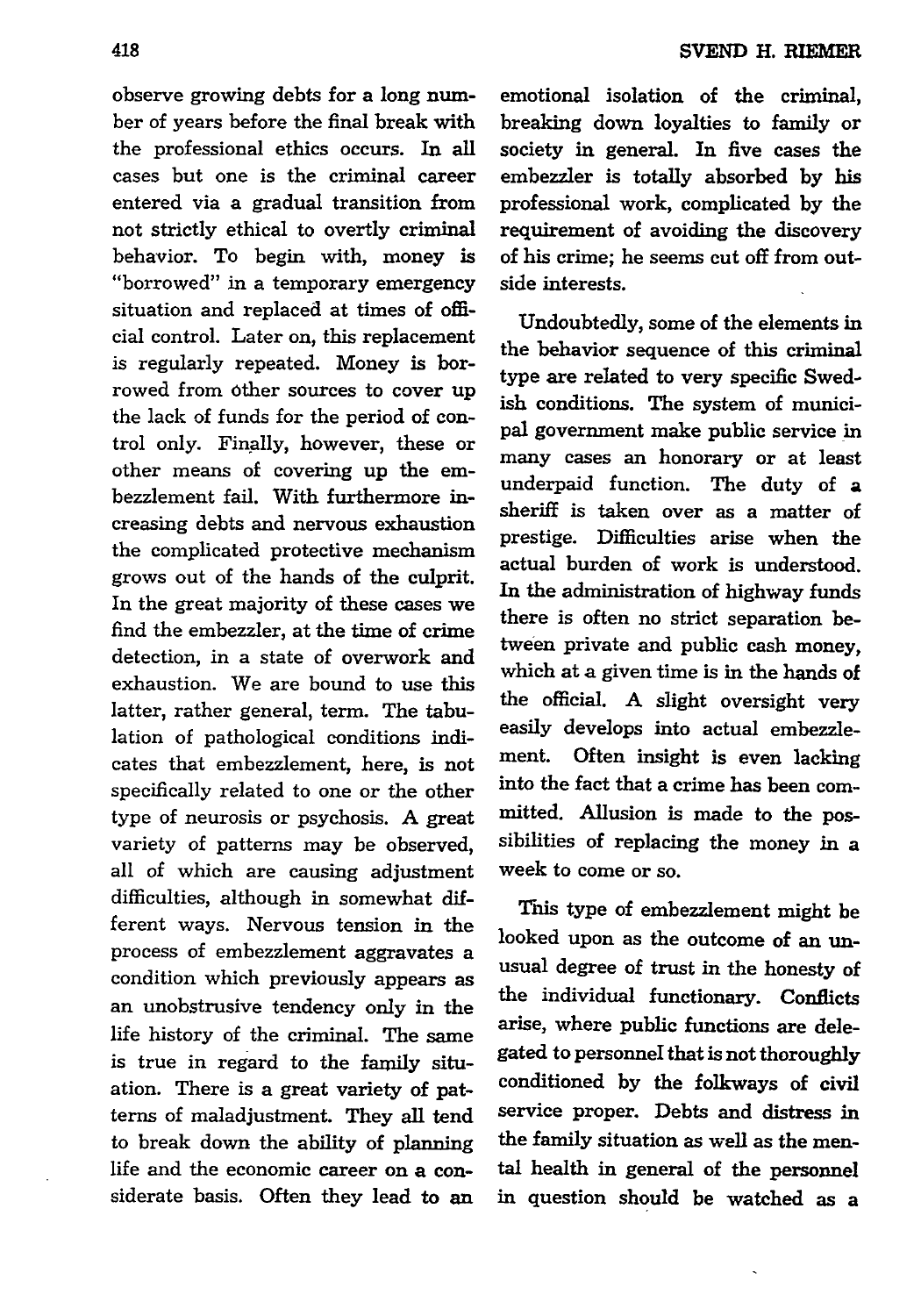observe growing debts for a long number of years before the final break with the professional ethics occurs. In all cases but one is the criminal career entered via a gradual transition from not strictly ethical to overtly criminal behavior. To begin with, money is "borrowed" in a temporary emergency situation and replaced at times of official control. Later on, this replacement is regularly repeated. Money is borrowed from other sources to cover up the lack of funds for the period of control only. Finally, however, these or other means of covering up the embezzlement fail. With furthermore increasing debts and nervous exhaustion the complicated protective mechanism grows out of the hands of the culprit. In the great majority of these cases we find the embezzler, at the time of crime detection, in a state of overwork and exhaustion. We are bound to use this latter, rather general, term. The tabulation of pathological conditions indicates that embezzlement, here, is not specifically related to one or the other type of neurosis or psychosis. A great variety of patterns may be observed, all of which are causing adjustment difficulties, although in somewhat different ways. Nervous tension in the process of embezzlement aggravates a condition which previously appears as an unobstrusive tendency only in the life history of the criminal. The same is true in regard to the family situation. There is a great variety of patterns of maladjustment. They all tend to break down the ability of planning life and the economic career on a considerate basis. Often they lead to an emotional isolation of the criminal, breaking down loyalties to family or society in general. In five cases the embezzler is totally absorbed by his professional work, complicated by the requirement of avoiding the discovery of his crime; he seems cut off from outside interests.

Undoubtedly, some of the elements in the behavior sequence of this criminal type are related to very specific Swedish conditions. The system of municipal government make public service in many cases an honorary or at least underpaid function. The duty of a sheriff is taken over as a matter of prestige. Difficulties arise when the actual burden of work is understood. In the administration of highway funds there is often no strict separation between private and public cash money, which at a given time is in the hands of the official. A slight oversight very easily develops into actual embezzlement. Often insight is even lacking into the fact that a crime has been committed. Allusion is made to the possibilities of replacing the money in a week to come or so.

This type of embezzlement might be looked upon as the outcome of an unusual degree of trust in the honesty of the individual functionary. Conflicts arise, where public functions are delegated to personnel that is not thoroughly conditioned by the folkways of civil service proper. Debts and distress in the family situation as well as the mental health in general of the personnel in question should be watched as a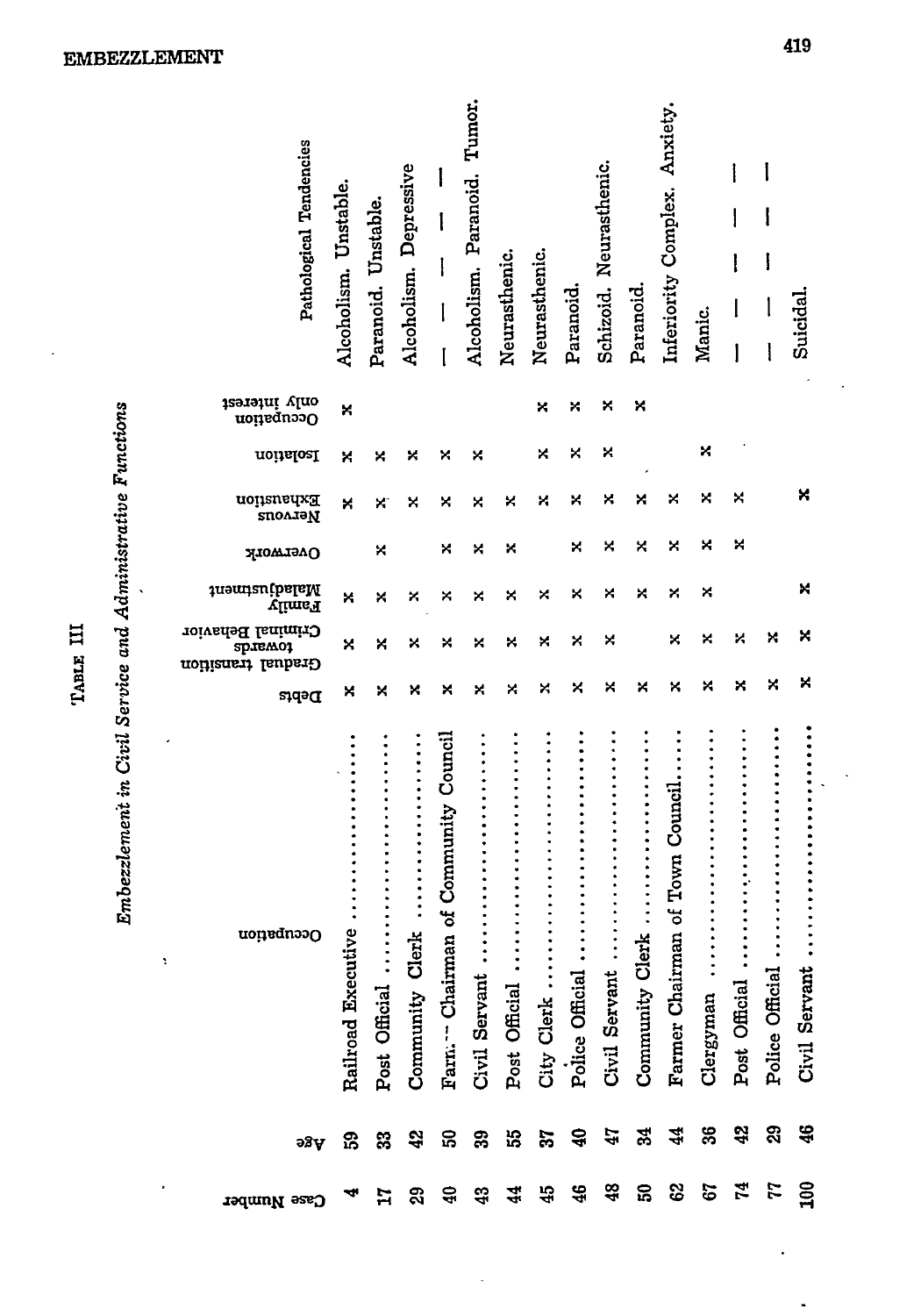TABLE III

*Embezzlement in Civil Service and Administrative Functions*

| Case Number | Age | Occupation | Debts | Gradual transition towards Criminal Behavior | Family Maladjustment | Overwork | Nervous Exhaustion | Isolation | Occupation only Interest | Pathological Tendencies |
|---|---|---|---|---|---|---|---|---|---|---|
| 4 | 59 | Railroad Executive | x | x | x | | x | x | x | Alcoholism. Unstable. |
| 17 | 33 | Post Official | x | x | x | x | x | x | | Paranoid. Unstable. |
| 29 | 42 | Community Clerk | x | x | x | | x | x | | Alcoholism. Depressive |
| 40 | 50 | Farm.-- Chairman of Community Council | x | x | x | x | x | x | | — — — — |
| 43 | 39 | Civil Servant | x | x | x | x | x | x | | Alcoholism. Paranoid. Tumor. |
| 44 | 55 | Post Official | x | x | x | x | x | | | Neurasthenic. |
| 45 | 37 | City Clerk | x | x | x | | x | x | x | Neurasthenic. |
| 46 | 40 | Police Official | x | x | x | x | x | x | x | Paranoid. |
| 48 | 47 | Civil Servant | x | x | x | x | x | x | x | Schizoid. Neurasthenic. |
| 50 | 34 | Community Clerk | x | | x | x | x | | x | Paranoid. |
| 62 | 44 | Farmer Chairman of Town Council | x | x | x | x | x | | | Inferiority Complex. Anxiety. |
| 67 | 36 | Clergyman | x | x | x | x | x | x | | Manic. |
| 74 | 42 | Post Official | x | x | | x | x | | | — — — |
| 77 | 29 | Police Official | x | x | | | | | | — — — |
| 100 | 46 | Civil Servant | x | x | x | | x | | | Suicidal. |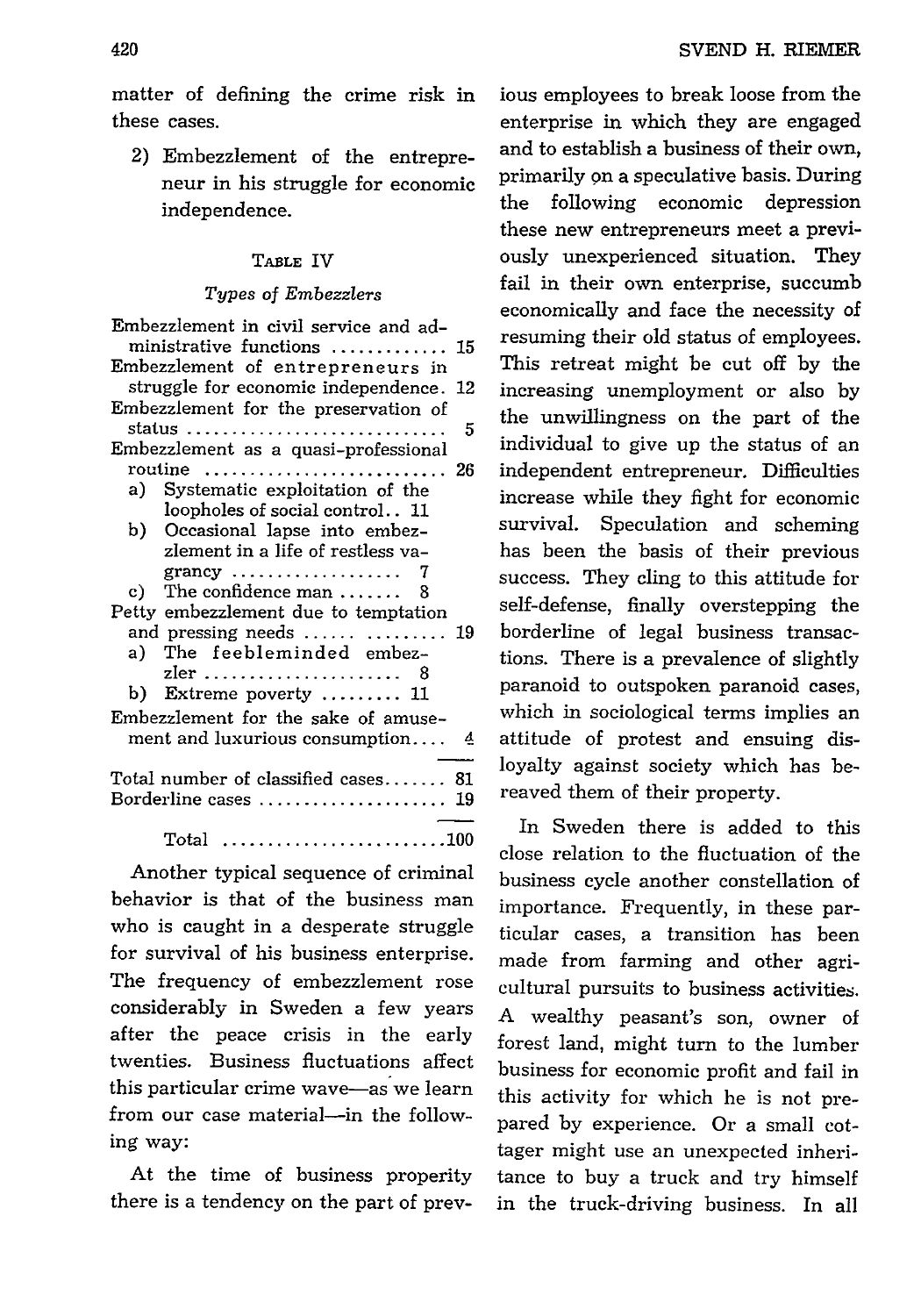matter of defining the crime risk in these cases.

2) Embezzlement of the entrepreneur in his struggle for economic independence.

TABLE IV

*Types of Embezzlers*

| Type | Number |
|---|---|
| Embezzlement in civil service and administrative functions | 15 |
| Embezzlement of entrepreneurs in struggle for economic independence | 12 |
| Embezzlement for the preservation of status | 5 |
| Embezzlement as a quasi-professional routine | 26 |
| a) Systematic exploitation of the loopholes of social control | 11 |
| b) Occasional lapse into embezzlement in a life of restless vagrancy | 7 |
| c) The confidence man | 8 |
| Petty embezzlement due to temptation and pressing needs | 19 |
| a) The feebleminded embezzler | 8 |
| b) Extreme poverty | 11 |
| Embezzlement for the sake of amusement and luxurious consumption | 4 |
| Total number of classified cases | 81 |
| Borderline cases | 19 |
| Total | 100 |

Another typical sequence of criminal behavior is that of the business man who is caught in a desperate struggle for survival of his business enterprise. The frequency of embezzlement rose considerably in Sweden a few years after the peace crisis in the early twenties. Business fluctuations affect this particular crime wave—as we learn from our case material—in the following way:

At the time of business properity there is a tendency on the part of previous employees to break loose from the enterprise in which they are engaged and to establish a business of their own, primarily on a speculative basis. During the following economic depression these new entrepreneurs meet a previously unexperienced situation. They fail in their own enterprise, succumb economically and face the necessity of resuming their old status of employees. This retreat might be cut off by the increasing unemployment or also by the unwillingness on the part of the individual to give up the status of an independent entrepreneur. Difficulties increase while they fight for economic survival. Speculation and scheming has been the basis of their previous success. They cling to this attitude for self-defense, finally overstepping the borderline of legal business transactions. There is a prevalence of slightly paranoid to outspoken paranoid cases, which in sociological terms implies an attitude of protest and ensuing disloyalty against society which has bereaved them of their property.

In Sweden there is added to this close relation to the fluctuation of the business cycle another constellation of importance. Frequently, in these particular cases, a transition has been made from farming and other agricultural pursuits to business activities. A wealthy peasant's son, owner of forest land, might turn to the lumber business for economic profit and fail in this activity for which he is not prepared by experience. Or a small cottager might use an unexpected inheritance to buy a truck and try himself in the truck-driving business. In all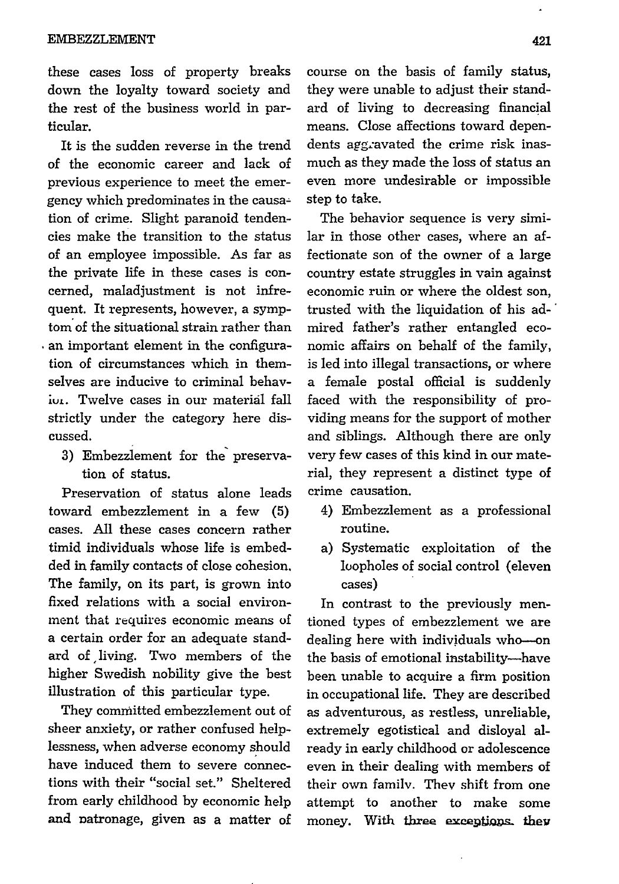these cases loss of property breaks down the loyalty toward society and the rest of the business world in particular.

It is the sudden reverse in the trend of the economic career and lack of previous experience to meet the emergency which predominates in the causation of crime. Slight paranoid tendencies make the transition to the status of an employee impossible. As far as the private life in these cases is concerned, maladjustment is not infrequent. It represents, however, a symptom of the situational strain rather than an important element in the configuration of circumstances which in themselves are inducive to criminal behavior. Twelve cases in our material fall strictly under the category here discussed.

3) Embezzlement for the preservation of status.

Preservation of status alone leads toward embezzlement in a few (5) cases. All these cases concern rather timid individuals whose life is embedded in family contacts of close cohesion. The family, on its part, is grown into fixed relations with a social environment that requires economic means of a certain order for an adequate standard of living. Two members of the higher Swedish nobility give the best illustration of this particular type.

They committed embezzlement out of sheer anxiety, or rather confused helplessness, when adverse economy should have induced them to severe connections with their "social set." Sheltered from early childhood by economic help and patronage, given as a matter of course on the basis of family status, they were unable to adjust their standard of living to decreasing financial means. Close affections toward dependents aggravated the crime risk inasmuch as they made the loss of status an even more undesirable or impossible step to take.

The behavior sequence is very similar in those other cases, where an affectionate son of the owner of a large country estate struggles in vain against economic ruin or where the oldest son, trusted with the liquidation of his admired father's rather entangled economic affairs on behalf of the family, is led into illegal transactions, or where a female postal official is suddenly faced with the responsibility of providing means for the support of mother and siblings. Although there are only very few cases of this kind in our material, they represent a distinct type of crime causation.

4) Embezzlement as a professional routine.

a) Systematic exploitation of the loopholes of social control (eleven cases)

In contrast to the previously mentioned types of embezzlement we are dealing here with individuals who—on the basis of emotional instability—have been unable to acquire a firm position in occupational life. They are described as adventurous, as restless, unreliable, extremely egotistical and disloyal already in early childhood or adolescence even in their dealing with members of their own family. They shift from one attempt to another to make some money. With three exceptions they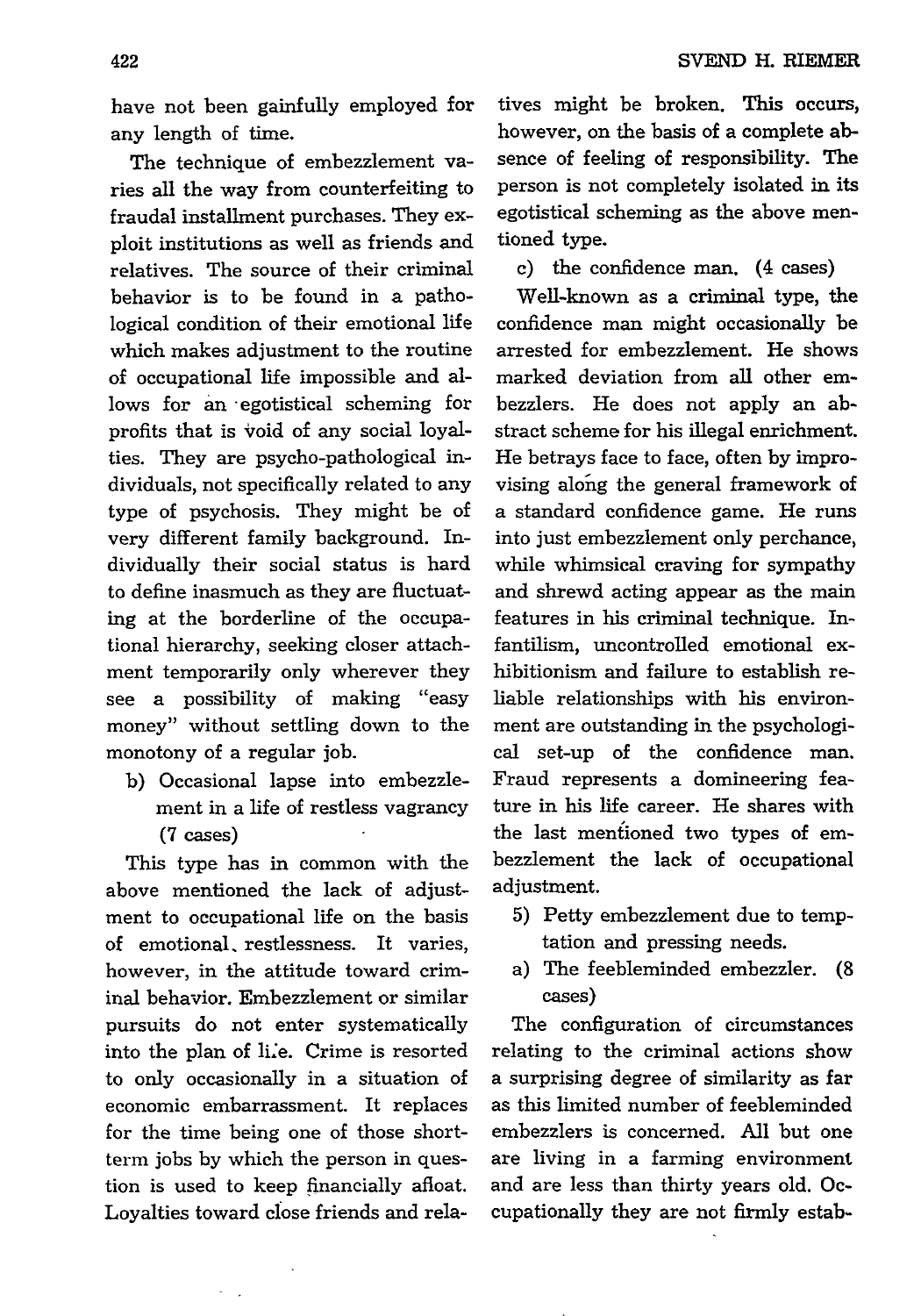have not been gainfully employed for any length of time.

The technique of embezzlement varies all the way from counterfeiting to fraudal installment purchases. They exploit institutions as well as friends and relatives. The source of their criminal behavior is to be found in a pathological condition of their emotional life which makes adjustment to the routine of occupational life impossible and allows for an egotistical scheming for profits that is void of any social loyalties. They are psycho-pathological individuals, not specifically related to any type of psychosis. They might be of very different family background. Individually their social status is hard to define inasmuch as they are fluctuating at the borderline of the occupational hierarchy, seeking closer attachment temporarily only wherever they see a possibility of making "easy money" without settling down to the monotony of a regular job.

b) Occasional lapse into embezzlement in a life of restless vagrancy (7 cases)

This type has in common with the above mentioned the lack of adjustment to occupational life on the basis of emotional restlessness. It varies, however, in the attitude toward criminal behavior. Embezzlement or similar pursuits do not enter systematically into the plan of life. Crime is resorted to only occasionally in a situation of economic embarrassment. It replaces for the time being one of those short-term jobs by which the person in question is used to keep financially afloat. Loyalties toward close friends and relatives might be broken. This occurs, however, on the basis of a complete absence of feeling of responsibility. The person is not completely isolated in its egotistical scheming as the above mentioned type.

c) the confidence man. (4 cases)

Well-known as a criminal type, the confidence man might occasionally be arrested for embezzlement. He shows marked deviation from all other embezzlers. He does not apply an abstract scheme for his illegal enrichment. He betrays face to face, often by improvising along the general framework of a standard confidence game. He runs into just embezzlement only perchance, while whimsical craving for sympathy and shrewd acting appear as the main features in his criminal technique. Infantilism, uncontrolled emotional exhibitionism and failure to establish reliable relationships with his environment are outstanding in the psychological set-up of the confidence man. Fraud represents a domineering feature in his life career. He shares with the last mentioned two types of embezzlement the lack of occupational adjustment.

5) Petty embezzlement due to temptation and pressing needs.

a) The feebleminded embezzler. (8 cases)

The configuration of circumstances relating to the criminal actions show a surprising degree of similarity as far as this limited number of feebleminded embezzlers is concerned. All but one are living in a farming environment and are less than thirty years old. Occupationally they are not firmly estab-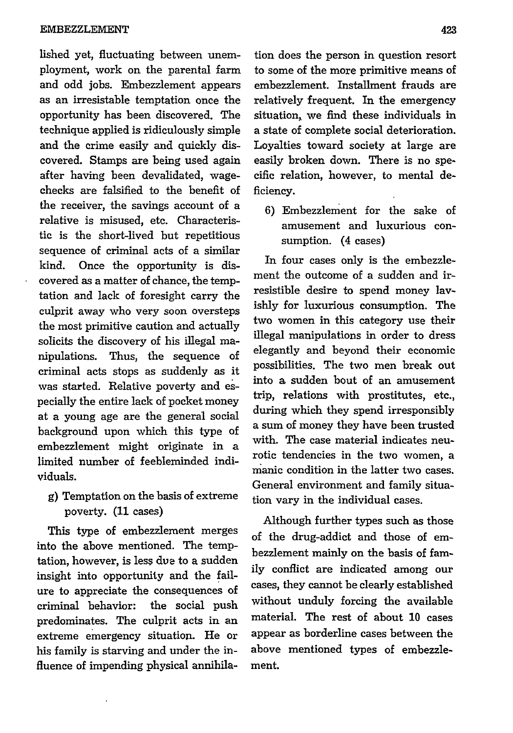lished yet, fluctuating between unemployment, work on the parental farm and odd jobs. Embezzlement appears as an irresistible temptation once the opportunity has been discovered. The technique applied is ridiculously simple and the crime easily and quickly discovered. Stamps are being used again after having been devalidated, wage-checks are falsified to the benefit of the receiver, the savings account of a relative is misused, etc. Characteristic is the short-lived but repetitious sequence of criminal acts of a similar kind. Once the opportunity is discovered as a matter of chance, the temptation and lack of foresight carry the culprit away who very soon oversteps the most primitive caution and actually solicits the discovery of his illegal manipulations. Thus, the sequence of criminal acts stops as suddenly as it was started. Relative poverty and especially the entire lack of pocket money at a young age are the general social background upon which this type of embezzlement might originate in a limited number of feebleminded individuals.

g) Temptation on the basis of extreme poverty. (11 cases)

This type of embezzlement merges into the above mentioned. The temptation, however, is less due to a sudden insight into opportunity and the failure to appreciate the consequences of criminal behavior: the social push predominates. The culprit acts in an extreme emergency situation. He or his family is starving and under the influence of impending physical annihilation does the person in question resort to some of the more primitive means of embezzlement. Installment frauds are relatively frequent. In the emergency situation, we find these individuals in a state of complete social deterioration. Loyalties toward society at large are easily broken down. There is no specific relation, however, to mental deficiency.

6) Embezzlement for the sake of amusement and luxurious consumption. (4 cases)

In four cases only is the embezzlement the outcome of a sudden and irresistible desire to spend money lavishly for luxurious consumption. The two women in this category use their illegal manipulations in order to dress elegantly and beyond their economic possibilities. The two men break out into a sudden bout of an amusement trip, relations with prostitutes, etc., during which they spend irresponsibly a sum of money they have been trusted with. The case material indicates neurotic tendencies in the two women, a manic condition in the latter two cases. General environment and family situation vary in the individual cases.

Although further types such as those of the drug-addict and those of embezzlement mainly on the basis of family conflict are indicated among our cases, they cannot be clearly established without unduly forcing the available material. The rest of about 10 cases appear as borderline cases between the above mentioned types of embezzlement.